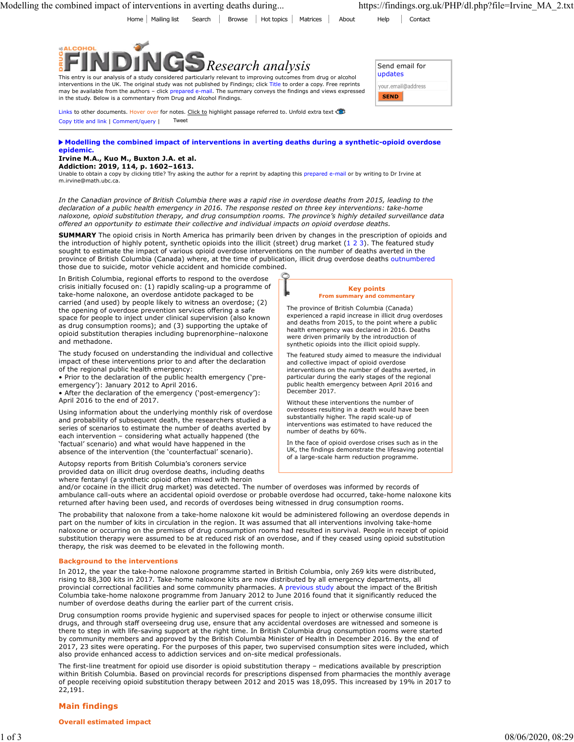Home | Mailing list | Search | Browse | Hot topics | Matrices | About | Help | Contact

# DRUG & ALCOHOL FINDINGS Research analysis

This entry is our analysis of a study considered particularly relevant to improving outcomes from drug or alcohol interventions in the UK. The original study was not published by Findings; click Title to order a copy. Free reprints may be available from the authors – click prepared e-mail. The summary conveys the findings and views expressed in the study. Below is a commentary from Drug and Alcohol Findings.

Send email for updates

your.email@address

SEND

Links to other documents. Hover over for notes. Click to highlight passage referred to. Unfold extra text

Copy title and link | Comment/query | Tweet

---

**▶ Modelling the combined impact of interventions in averting deaths during a synthetic-opioid overdose epidemic.**

**Irvine M.A., Kuo M., Buxton J.A. et al.**
**Addiction: 2019, 114, p. 1602–1613.**

Unable to obtain a copy by clicking title? Try asking the author for a reprint by adapting this prepared e-mail or by writing to Dr Irvine at m.irvine@math.ubc.ca.

*In the Canadian province of British Columbia there was a rapid rise in overdose deaths from 2015, leading to the declaration of a public health emergency in 2016. The response rested on three key interventions: take-home naloxone, opioid substitution therapy, and drug consumption rooms. The province's highly detailed surveillance data offered an opportunity to estimate their collective and individual impacts on opioid overdose deaths.*

**SUMMARY** The opioid crisis in North America has primarily been driven by changes in the prescription of opioids and the introduction of highly potent, synthetic opioids into the illicit (street) drug market (1 2 3). The featured study sought to estimate the impact of various opioid overdose interventions on the number of deaths averted in the province of British Columbia (Canada) where, at the time of publication, illicit drug overdose deaths outnumbered those due to suicide, motor vehicle accident and homicide combined.

In British Columbia, regional efforts to respond to the overdose crisis initially focused on: (1) rapidly scaling-up a programme of take-home naloxone, an overdose antidote packaged to be carried (and used) by people likely to witness an overdose; (2) the opening of overdose prevention services offering a safe space for people to inject under clinical supervision (also known as drug consumption rooms); and (3) supporting the uptake of opioid substitution therapies including buprenorphine–naloxone and methadone.

The study focused on understanding the individual and collective impact of these interventions prior to and after the declaration of the regional public health emergency:

- Prior to the declaration of the public health emergency ('pre-emergency'): January 2012 to April 2016.
- After the declaration of the emergency ('post-emergency'): April 2016 to the end of 2017.

Using information about the underlying monthly risk of overdose and probability of subsequent death, the researchers studied a series of scenarios to estimate the number of deaths averted by each intervention – considering what actually happened (the 'factual' scenario) and what would have happened in the absence of the intervention (the 'counterfactual' scenario).

Autopsy reports from British Columbia's coroners service provided data on illicit drug overdose deaths, including deaths where fentanyl (a synthetic opioid often mixed with heroin and/or cocaine in the illicit drug market) was detected. The number of overdoses was informed by records of ambulance call-outs where an accidental opioid overdose or probable overdose had occurred, take-home naloxone kits returned after having been used, and records of overdoses being witnessed in drug consumption rooms.

> **Key points**
> **From summary and commentary**
>
> The province of British Columbia (Canada) experienced a rapid increase in illicit drug overdoses and deaths from 2015, to the point where a public health emergency was declared in 2016. Deaths were driven primarily by the introduction of synthetic opioids into the illicit opioid supply.
>
> The featured study aimed to measure the individual and collective impact of opioid overdose interventions on the number of deaths averted, in particular during the early stages of the regional public health emergency between April 2016 and December 2017.
>
> Without these interventions the number of overdoses resulting in a death would have been substantially higher. The rapid scale-up of interventions was estimated to have reduced the number of deaths by 60%.
>
> In the face of opioid overdose crises such as in the UK, the findings demonstrate the lifesaving potential of a large-scale harm reduction programme.

The probability that naloxone from a take-home naloxone kit would be administered following an overdose depends in part on the number of kits in circulation in the region. It was assumed that all interventions involving take-home naloxone or occurring on the premises of drug consumption rooms had resulted in survival. People in receipt of opioid substitution therapy were assumed to be at reduced risk of an overdose, and if they ceased using opioid substitution therapy, the risk was deemed to be elevated in the following month.

### Background to the interventions

In 2012, the year the take-home naloxone programme started in British Columbia, only 269 kits were distributed, rising to 88,300 kits in 2017. Take-home naloxone kits are now distributed by all emergency departments, all provincial correctional facilities and some community pharmacies. A previous study about the impact of the British Columbia take-home naloxone programme from January 2012 to June 2016 found that it significantly reduced the number of overdose deaths during the earlier part of the current crisis.

Drug consumption rooms provide hygienic and supervised spaces for people to inject or otherwise consume illicit drugs, and through staff overseeing drug use, ensure that any accidental overdoses are witnessed and someone is there to step in with life-saving support at the right time. In British Columbia drug consumption rooms were started by community members and approved by the British Columbia Minister of Health in December 2016. By the end of 2017, 23 sites were operating. For the purposes of this paper, two supervised consumption sites were included, which also provide enhanced access to addiction services and on-site medical professionals.

The first-line treatment for opioid use disorder is opioid substitution therapy – medications available by prescription within British Columbia. Based on provincial records for prescriptions dispensed from pharmacies the monthly average of people receiving opioid substitution therapy between 2012 and 2015 was 18,095. This increased by 19% in 2017 to 22,191.

## Main findings

### Overall estimated impact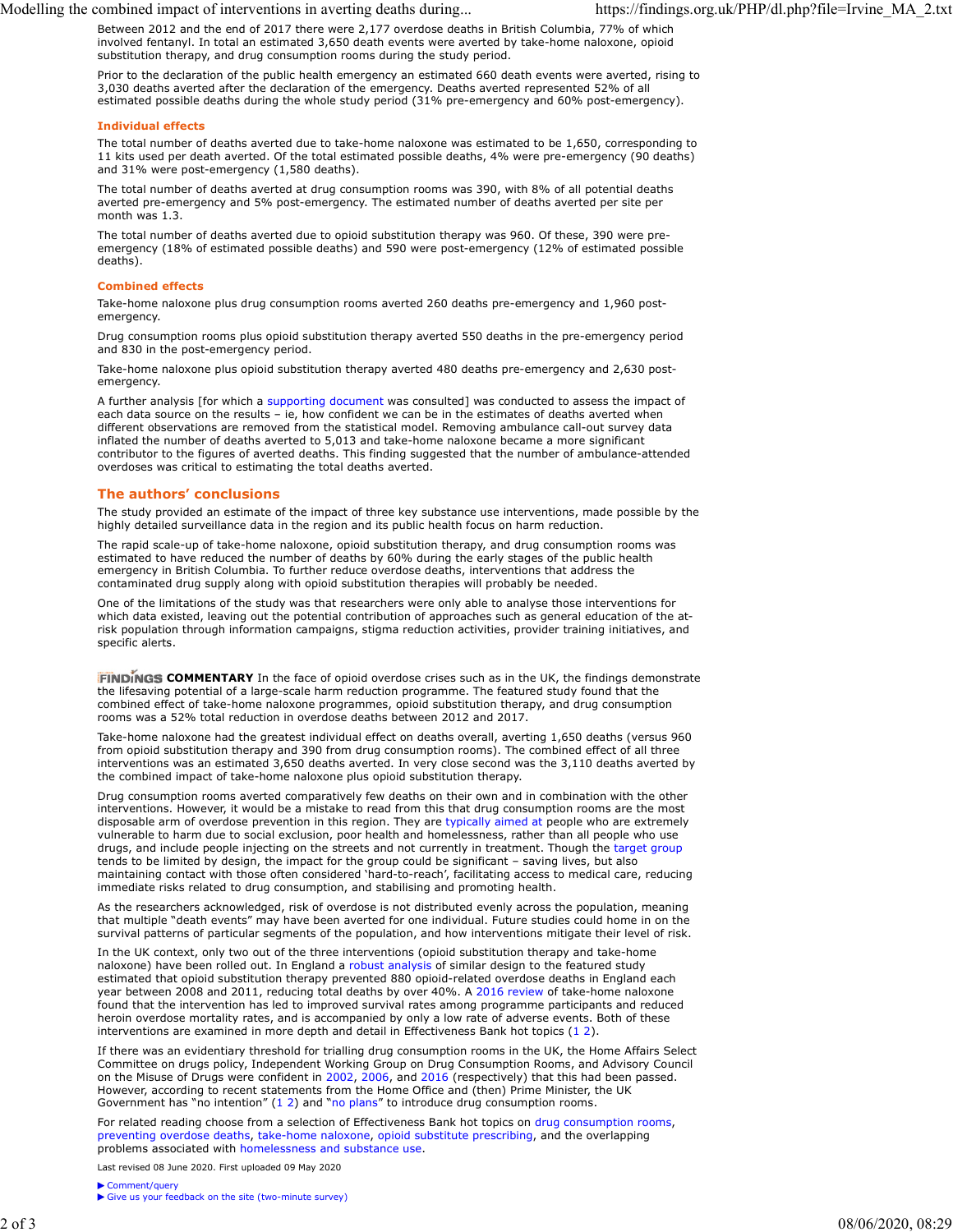Between 2012 and the end of 2017 there were 2,177 overdose deaths in British Columbia, 77% of which involved fentanyl. In total an estimated 3,650 death events were averted by take-home naloxone, opioid substitution therapy, and drug consumption rooms during the study period.

Prior to the declaration of the public health emergency an estimated 660 death events were averted, rising to 3,030 deaths averted after the declaration of the emergency. Deaths averted represented 52% of all estimated possible deaths during the whole study period (31% pre-emergency and 60% post-emergency).

### Individual effects

The total number of deaths averted due to take-home naloxone was estimated to be 1,650, corresponding to 11 kits used per death averted. Of the total estimated possible deaths, 4% were pre-emergency (90 deaths) and 31% were post-emergency (1,580 deaths).

The total number of deaths averted at drug consumption rooms was 390, with 8% of all potential deaths averted pre-emergency and 5% post-emergency. The estimated number of deaths averted per site per month was 1.3.

The total number of deaths averted due to opioid substitution therapy was 960. Of these, 390 were pre-emergency (18% of estimated possible deaths) and 590 were post-emergency (12% of estimated possible deaths).

### Combined effects

Take-home naloxone plus drug consumption rooms averted 260 deaths pre-emergency and 1,960 post-emergency.

Drug consumption rooms plus opioid substitution therapy averted 550 deaths in the pre-emergency period and 830 in the post-emergency period.

Take-home naloxone plus opioid substitution therapy averted 480 deaths pre-emergency and 2,630 post-emergency.

A further analysis [for which a supporting document was consulted] was conducted to assess the impact of each data source on the results – ie, how confident we can be in the estimates of deaths averted when different observations are removed from the statistical model. Removing ambulance call-out survey data inflated the number of deaths averted to 5,013 and take-home naloxone became a more significant contributor to the figures of averted deaths. This finding suggested that the number of ambulance-attended overdoses was critical to estimating the total deaths averted.

## The authors' conclusions

The study provided an estimate of the impact of three key substance use interventions, made possible by the highly detailed surveillance data in the region and its public health focus on harm reduction.

The rapid scale-up of take-home naloxone, opioid substitution therapy, and drug consumption rooms was estimated to have reduced the number of deaths by 60% during the early stages of the public health emergency in British Columbia. To further reduce overdose deaths, interventions that address the contaminated drug supply along with opioid substitution therapies will probably be needed.

One of the limitations of the study was that researchers were only able to analyse those interventions for which data existed, leaving out the potential contribution of approaches such as general education of the at-risk population through information campaigns, stigma reduction activities, provider training initiatives, and specific alerts.

**FINDINGS COMMENTARY** In the face of opioid overdose crises such as in the UK, the findings demonstrate the lifesaving potential of a large-scale harm reduction programme. The featured study found that the combined effect of take-home naloxone programmes, opioid substitution therapy, and drug consumption rooms was a 52% total reduction in overdose deaths between 2012 and 2017.

Take-home naloxone had the greatest individual effect on deaths overall, averting 1,650 deaths (versus 960 from opioid substitution therapy and 390 from drug consumption rooms). The combined effect of all three interventions was an estimated 3,650 deaths averted. In very close second was the 3,110 deaths averted by the combined impact of take-home naloxone plus opioid substitution therapy.

Drug consumption rooms averted comparatively few deaths on their own and in combination with the other interventions. However, it would be a mistake to read from this that drug consumption rooms are the most disposable arm of overdose prevention in this region. They are typically aimed at people who are extremely vulnerable to harm due to social exclusion, poor health and homelessness, rather than all people who use drugs, and include people injecting on the streets and not currently in treatment. Though the target group tends to be limited by design, the impact for the group could be significant – saving lives, but also maintaining contact with those often considered 'hard-to-reach', facilitating access to medical care, reducing immediate risks related to drug consumption, and stabilising and promoting health.

As the researchers acknowledged, risk of overdose is not distributed evenly across the population, meaning that multiple "death events" may have been averted for one individual. Future studies could home in on the survival patterns of particular segments of the population, and how interventions mitigate their level of risk.

In the UK context, only two out of the three interventions (opioid substitution therapy and take-home naloxone) have been rolled out. In England a robust analysis of similar design to the featured study estimated that opioid substitution therapy prevented 880 opioid-related overdose deaths in England each year between 2008 and 2011, reducing total deaths by over 40%. A 2016 review of take-home naloxone found that the intervention has led to improved survival rates among programme participants and reduced heroin overdose mortality rates, and is accompanied by only a low rate of adverse events. Both of these interventions are examined in more depth and detail in Effectiveness Bank hot topics (1 2).

If there was an evidentiary threshold for trialling drug consumption rooms in the UK, the Home Affairs Select Committee on drugs policy, Independent Working Group on Drug Consumption Rooms, and Advisory Council on the Misuse of Drugs were confident in 2002, 2006, and 2016 (respectively) that this had been passed. However, according to recent statements from the Home Office and (then) Prime Minister, the UK Government has "no intention" (1 2) and "no plans" to introduce drug consumption rooms.

For related reading choose from a selection of Effectiveness Bank hot topics on drug consumption rooms, preventing overdose deaths, take-home naloxone, opioid substitute prescribing, and the overlapping problems associated with homelessness and substance use.

Last revised 08 June 2020. First uploaded 09 May 2020

▶ Comment/query
▶ Give us your feedback on the site (two-minute survey)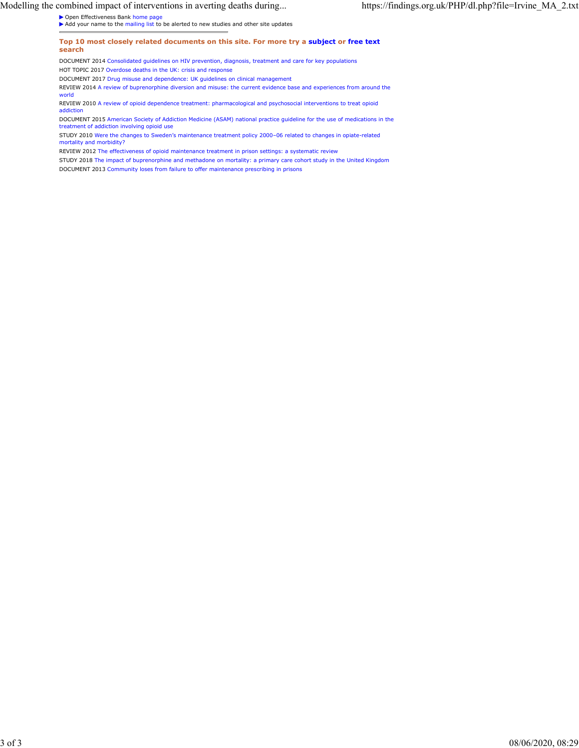▶ Open Effectiveness Bank home page
▶ Add your name to the mailing list to be alerted to new studies and other site updates

---

**Top 10 most closely related documents on this site. For more try a subject or free text search**

DOCUMENT 2014 Consolidated guidelines on HIV prevention, diagnosis, treatment and care for key populations

HOT TOPIC 2017 Overdose deaths in the UK: crisis and response

DOCUMENT 2017 Drug misuse and dependence: UK guidelines on clinical management

REVIEW 2014 A review of buprenorphine diversion and misuse: the current evidence base and experiences from around the world

REVIEW 2010 A review of opioid dependence treatment: pharmacological and psychosocial interventions to treat opioid addiction

DOCUMENT 2015 American Society of Addiction Medicine (ASAM) national practice guideline for the use of medications in the treatment of addiction involving opioid use

STUDY 2010 Were the changes to Sweden's maintenance treatment policy 2000–06 related to changes in opiate-related mortality and morbidity?

REVIEW 2012 The effectiveness of opioid maintenance treatment in prison settings: a systematic review

STUDY 2018 The impact of buprenorphine and methadone on mortality: a primary care cohort study in the United Kingdom

DOCUMENT 2013 Community loses from failure to offer maintenance prescribing in prisons